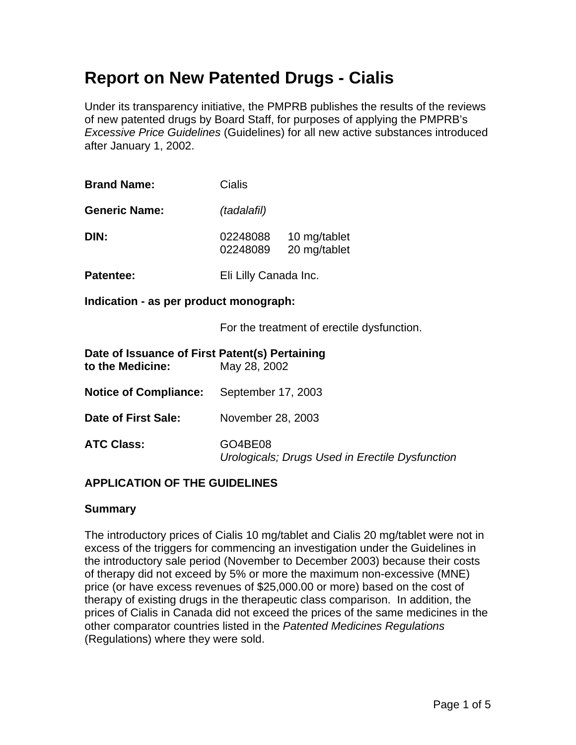# Report on New Patented Drugs - Cialis

Under its transparency initiative, the PMPRB publishes the results of the reviews of new patented drugs by Board Staff, for purposes of applying the PMPRB's *Excessive Price Guidelines* (Guidelines) for all new active substances introduced after January 1, 2002.

**Brand Name:** Cialis

**Generic Name:** *(tadalafil)*

**DIN:** 02248088 10 mg/tablet
02248089 20 mg/tablet

**Patentee:** Eli Lilly Canada Inc.

**Indication - as per product monograph:**

For the treatment of erectile dysfunction.

**Date of Issuance of First Patent(s) Pertaining to the Medicine:** May 28, 2002

**Notice of Compliance:** September 17, 2003

**Date of First Sale:** November 28, 2003

**ATC Class:** GO4BE08
*Urologicals; Drugs Used in Erectile Dysfunction*

## APPLICATION OF THE GUIDELINES

### Summary

The introductory prices of Cialis 10 mg/tablet and Cialis 20 mg/tablet were not in excess of the triggers for commencing an investigation under the Guidelines in the introductory sale period (November to December 2003) because their costs of therapy did not exceed by 5% or more the maximum non-excessive (MNE) price (or have excess revenues of $25,000.00 or more) based on the cost of therapy of existing drugs in the therapeutic class comparison. In addition, the prices of Cialis in Canada did not exceed the prices of the same medicines in the other comparator countries listed in the *Patented Medicines Regulations* (Regulations) where they were sold.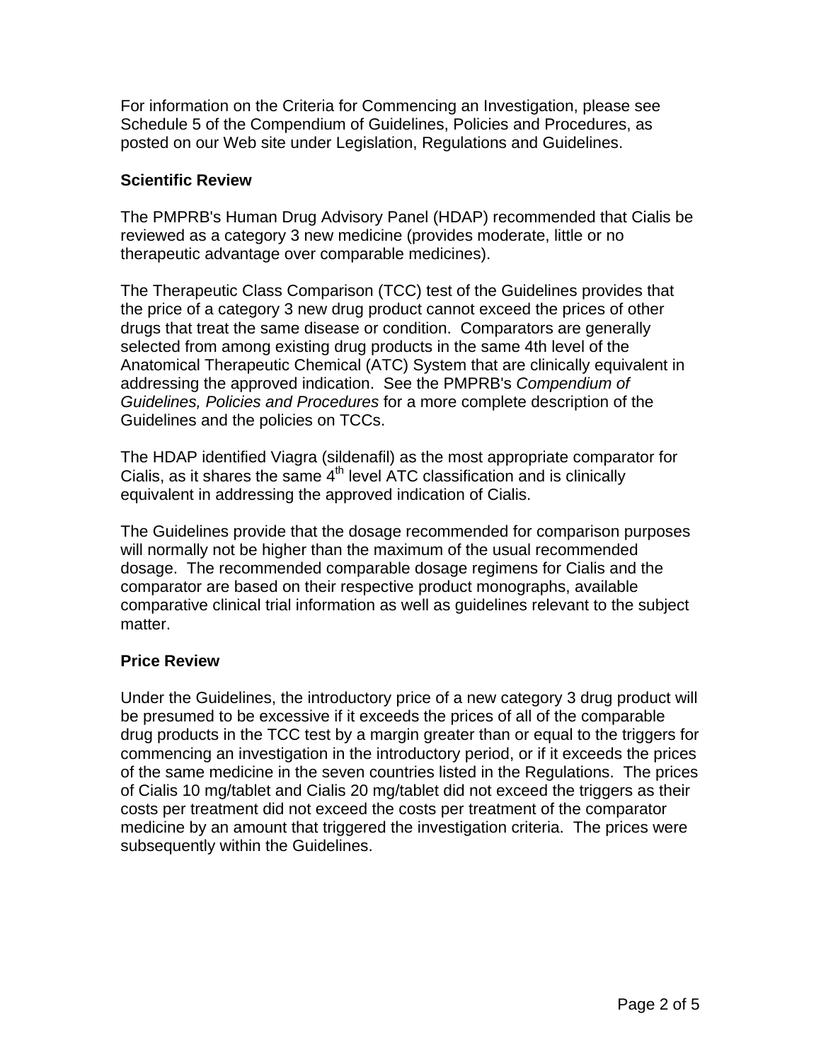For information on the Criteria for Commencing an Investigation, please see Schedule 5 of the Compendium of Guidelines, Policies and Procedures, as posted on our Web site under Legislation, Regulations and Guidelines.

**Scientific Review**

The PMPRB's Human Drug Advisory Panel (HDAP) recommended that Cialis be reviewed as a category 3 new medicine (provides moderate, little or no therapeutic advantage over comparable medicines).

The Therapeutic Class Comparison (TCC) test of the Guidelines provides that the price of a category 3 new drug product cannot exceed the prices of other drugs that treat the same disease or condition. Comparators are generally selected from among existing drug products in the same 4th level of the Anatomical Therapeutic Chemical (ATC) System that are clinically equivalent in addressing the approved indication. See the PMPRB's *Compendium of Guidelines, Policies and Procedures* for a more complete description of the Guidelines and the policies on TCCs.

The HDAP identified Viagra (sildenafil) as the most appropriate comparator for Cialis, as it shares the same $4^{th}$ level ATC classification and is clinically equivalent in addressing the approved indication of Cialis.

The Guidelines provide that the dosage recommended for comparison purposes will normally not be higher than the maximum of the usual recommended dosage. The recommended comparable dosage regimens for Cialis and the comparator are based on their respective product monographs, available comparative clinical trial information as well as guidelines relevant to the subject matter.

**Price Review**

Under the Guidelines, the introductory price of a new category 3 drug product will be presumed to be excessive if it exceeds the prices of all of the comparable drug products in the TCC test by a margin greater than or equal to the triggers for commencing an investigation in the introductory period, or if it exceeds the prices of the same medicine in the seven countries listed in the Regulations. The prices of Cialis 10 mg/tablet and Cialis 20 mg/tablet did not exceed the triggers as their costs per treatment did not exceed the costs per treatment of the comparator medicine by an amount that triggered the investigation criteria. The prices were subsequently within the Guidelines.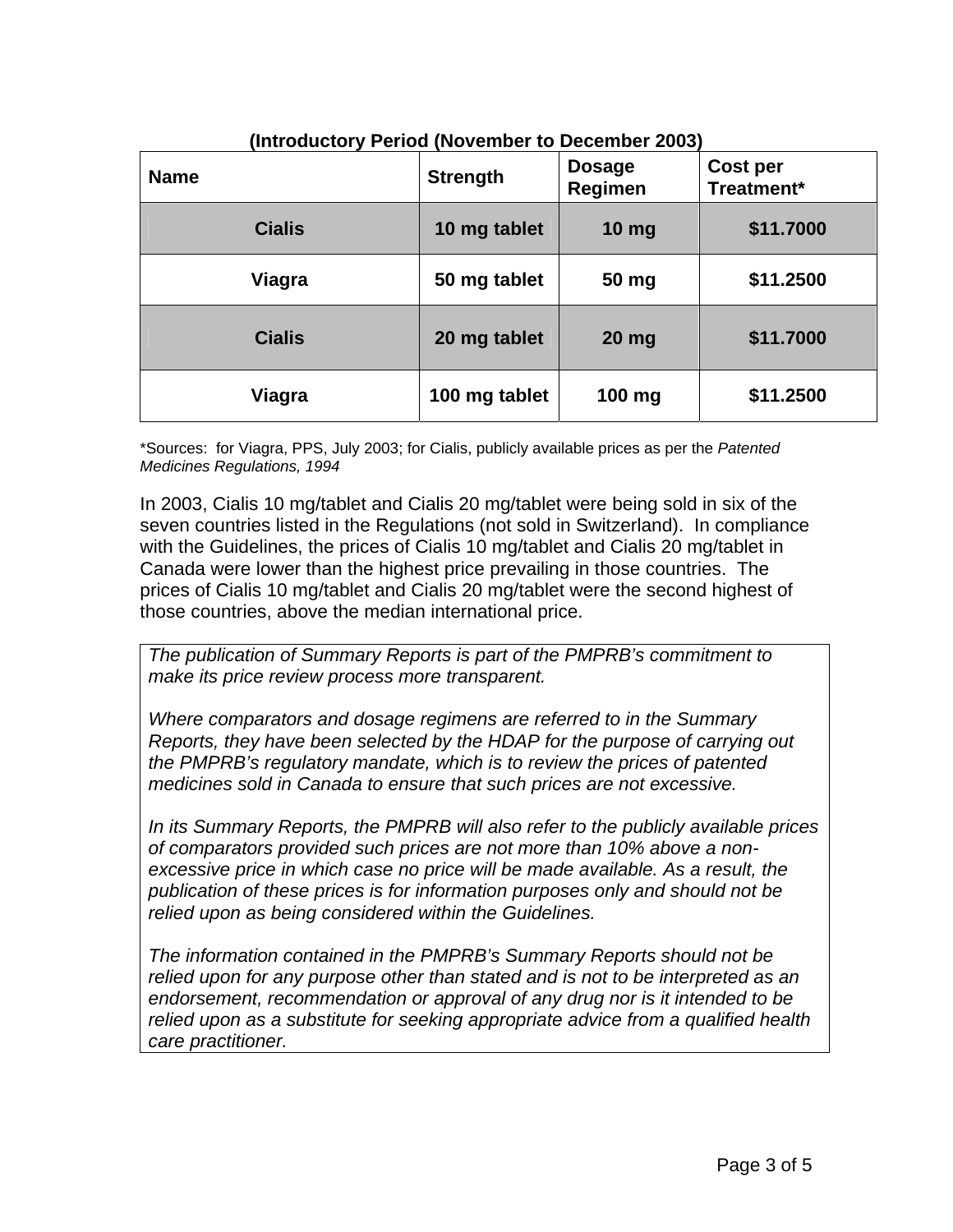**(Introductory Period (November to December 2003)**

| Name | Strength | Dosage Regimen | Cost per Treatment* |
|---|---|---|---|
| **Cialis** | **10 mg tablet** | **10 mg** | **$11.7000** |
| **Viagra** | **50 mg tablet** | **50 mg** | **$11.2500** |
| **Cialis** | **20 mg tablet** | **20 mg** | **$11.7000** |
| **Viagra** | **100 mg tablet** | **100 mg** | **$11.2500** |

*Sources: for Viagra, PPS, July 2003; for Cialis, publicly available prices as per the *Patented Medicines Regulations, 1994*

In 2003, Cialis 10 mg/tablet and Cialis 20 mg/tablet were being sold in six of the seven countries listed in the Regulations (not sold in Switzerland). In compliance with the Guidelines, the prices of Cialis 10 mg/tablet and Cialis 20 mg/tablet in Canada were lower than the highest price prevailing in those countries. The prices of Cialis 10 mg/tablet and Cialis 20 mg/tablet were the second highest of those countries, above the median international price.

*The publication of Summary Reports is part of the PMPRB's commitment to make its price review process more transparent.*

*Where comparators and dosage regimens are referred to in the Summary Reports, they have been selected by the HDAP for the purpose of carrying out the PMPRB's regulatory mandate, which is to review the prices of patented medicines sold in Canada to ensure that such prices are not excessive.*

*In its Summary Reports, the PMPRB will also refer to the publicly available prices of comparators provided such prices are not more than 10% above a non-excessive price in which case no price will be made available. As a result, the publication of these prices is for information purposes only and should not be relied upon as being considered within the Guidelines.*

*The information contained in the PMPRB's Summary Reports should not be relied upon for any purpose other than stated and is not to be interpreted as an endorsement, recommendation or approval of any drug nor is it intended to be relied upon as a substitute for seeking appropriate advice from a qualified health care practitioner.*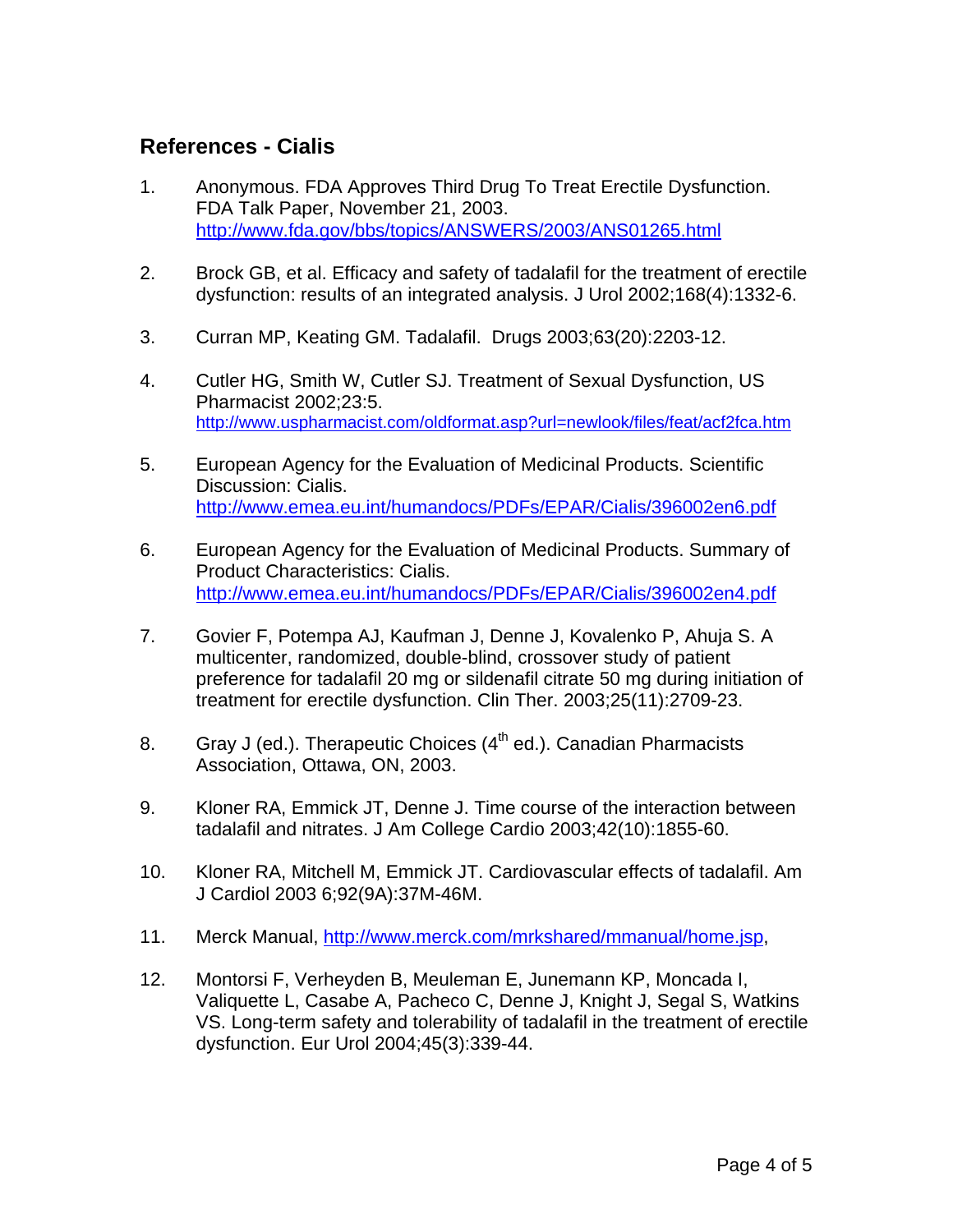## References - Cialis

1. Anonymous. FDA Approves Third Drug To Treat Erectile Dysfunction. FDA Talk Paper, November 21, 2003. http://www.fda.gov/bbs/topics/ANSWERS/2003/ANS01265.html

2. Brock GB, et al. Efficacy and safety of tadalafil for the treatment of erectile dysfunction: results of an integrated analysis. J Urol 2002;168(4):1332-6.

3. Curran MP, Keating GM. Tadalafil. Drugs 2003;63(20):2203-12.

4. Cutler HG, Smith W, Cutler SJ. Treatment of Sexual Dysfunction, US Pharmacist 2002;23:5. http://www.uspharmacist.com/oldformat.asp?url=newlook/files/feat/acf2fca.htm

5. European Agency for the Evaluation of Medicinal Products. Scientific Discussion: Cialis. http://www.emea.eu.int/humandocs/PDFs/EPAR/Cialis/396002en6.pdf

6. European Agency for the Evaluation of Medicinal Products. Summary of Product Characteristics: Cialis. http://www.emea.eu.int/humandocs/PDFs/EPAR/Cialis/396002en4.pdf

7. Govier F, Potempa AJ, Kaufman J, Denne J, Kovalenko P, Ahuja S. A multicenter, randomized, double-blind, crossover study of patient preference for tadalafil 20 mg or sildenafil citrate 50 mg during initiation of treatment for erectile dysfunction. Clin Ther. 2003;25(11):2709-23.

8. Gray J (ed.). Therapeutic Choices (4th ed.). Canadian Pharmacists Association, Ottawa, ON, 2003.

9. Kloner RA, Emmick JT, Denne J. Time course of the interaction between tadalafil and nitrates. J Am College Cardio 2003;42(10):1855-60.

10. Kloner RA, Mitchell M, Emmick JT. Cardiovascular effects of tadalafil. Am J Cardiol 2003 6;92(9A):37M-46M.

11. Merck Manual, http://www.merck.com/mrkshared/mmanual/home.jsp,

12. Montorsi F, Verheyden B, Meuleman E, Junemann KP, Moncada I, Valiquette L, Casabe A, Pacheco C, Denne J, Knight J, Segal S, Watkins VS. Long-term safety and tolerability of tadalafil in the treatment of erectile dysfunction. Eur Urol 2004;45(3):339-44.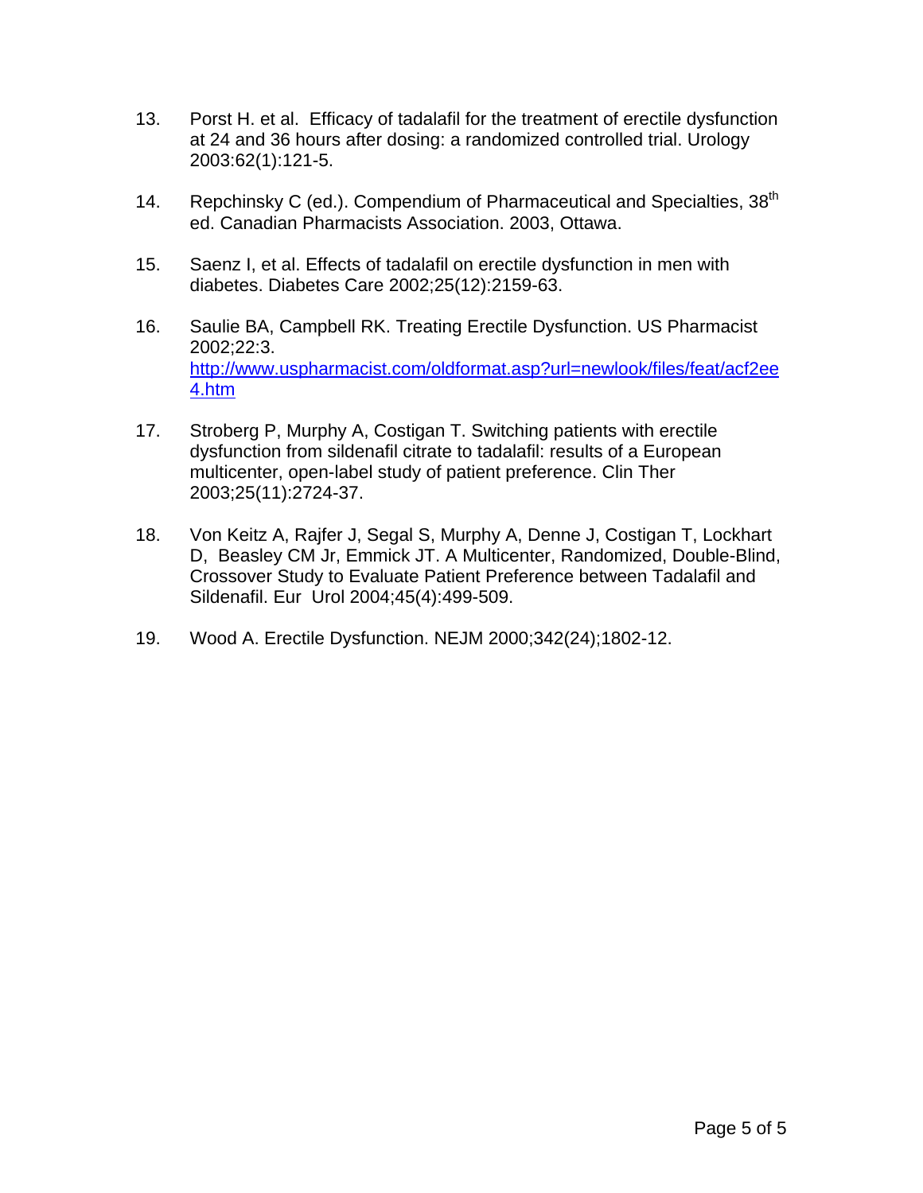13. Porst H. et al. Efficacy of tadalafil for the treatment of erectile dysfunction at 24 and 36 hours after dosing: a randomized controlled trial. Urology 2003:62(1):121-5.

14. Repchinsky C (ed.). Compendium of Pharmaceutical and Specialties, 38th ed. Canadian Pharmacists Association. 2003, Ottawa.

15. Saenz I, et al. Effects of tadalafil on erectile dysfunction in men with diabetes. Diabetes Care 2002;25(12):2159-63.

16. Saulie BA, Campbell RK. Treating Erectile Dysfunction. US Pharmacist 2002;22:3. [http://www.uspharmacist.com/oldformat.asp?url=newlook/files/feat/acf2ee4.htm](http://www.uspharmacist.com/oldformat.asp?url=newlook/files/feat/acf2ee4.htm)

17. Stroberg P, Murphy A, Costigan T. Switching patients with erectile dysfunction from sildenafil citrate to tadalafil: results of a European multicenter, open-label study of patient preference. Clin Ther 2003;25(11):2724-37.

18. Von Keitz A, Rajfer J, Segal S, Murphy A, Denne J, Costigan T, Lockhart D, Beasley CM Jr, Emmick JT. A Multicenter, Randomized, Double-Blind, Crossover Study to Evaluate Patient Preference between Tadalafil and Sildenafil. Eur Urol 2004;45(4):499-509.

19. Wood A. Erectile Dysfunction. NEJM 2000;342(24);1802-12.